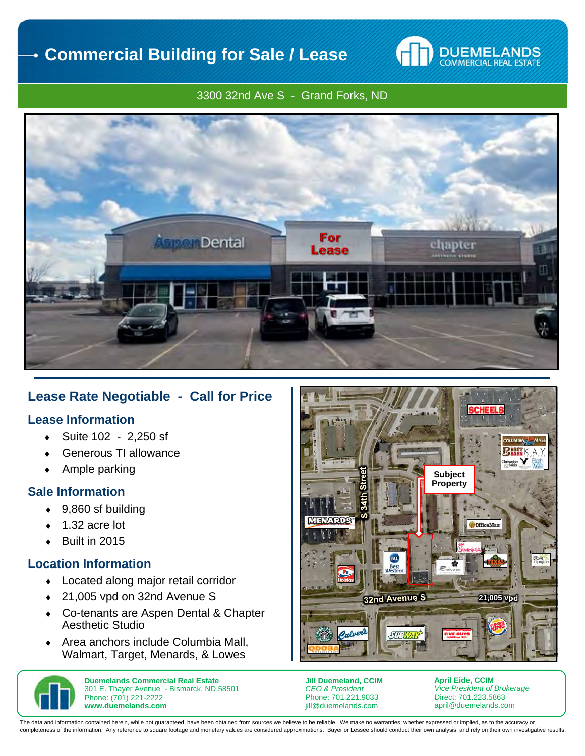# Commercial Building for Sale / Lease

DUEMELANDS COMMERCIAL REAL ESTATE

3300 32nd Ave S - Grand Forks, ND

## Lease Rate Negotiable - Call for Price

### Lease Information

- Suite 102 - 2,250 sf
- Generous TI allowance
- Ample parking

### Sale Information

- 9,860 sf building
- 1.32 acre lot
- Built in 2015

### Location Information

- Located along major retail corridor
- 21,005 vpd on 32nd Avenue S
- Co-tenants are Aspen Dental & Chapter Aesthetic Studio
- Area anchors include Columbia Mall, Walmart, Target, Menards, & Lowes

**Duemelands Commercial Real Estate**
301 E. Thayer Avenue - Bismarck, ND 58501
Phone: (701) 221-2222
**www.duemelands.com**

**Jill Duemeland, CCIM**
*CEO & President*
Phone: 701.221.9033
jill@duemelands.com

**April Eide, CCIM**
*Vice President of Brokerage*
Direct: 701.223.5863
april@duemelands.com

The data and information contained herein, while not guaranteed, have been obtained from sources we believe to be reliable. We make no warranties, whether expressed or implied, as to the accuracy or completeness of the information. Any reference to square footage and monetary values are considered approximations. Buyer or Lessee should conduct their own analysis and rely on their own investigative results.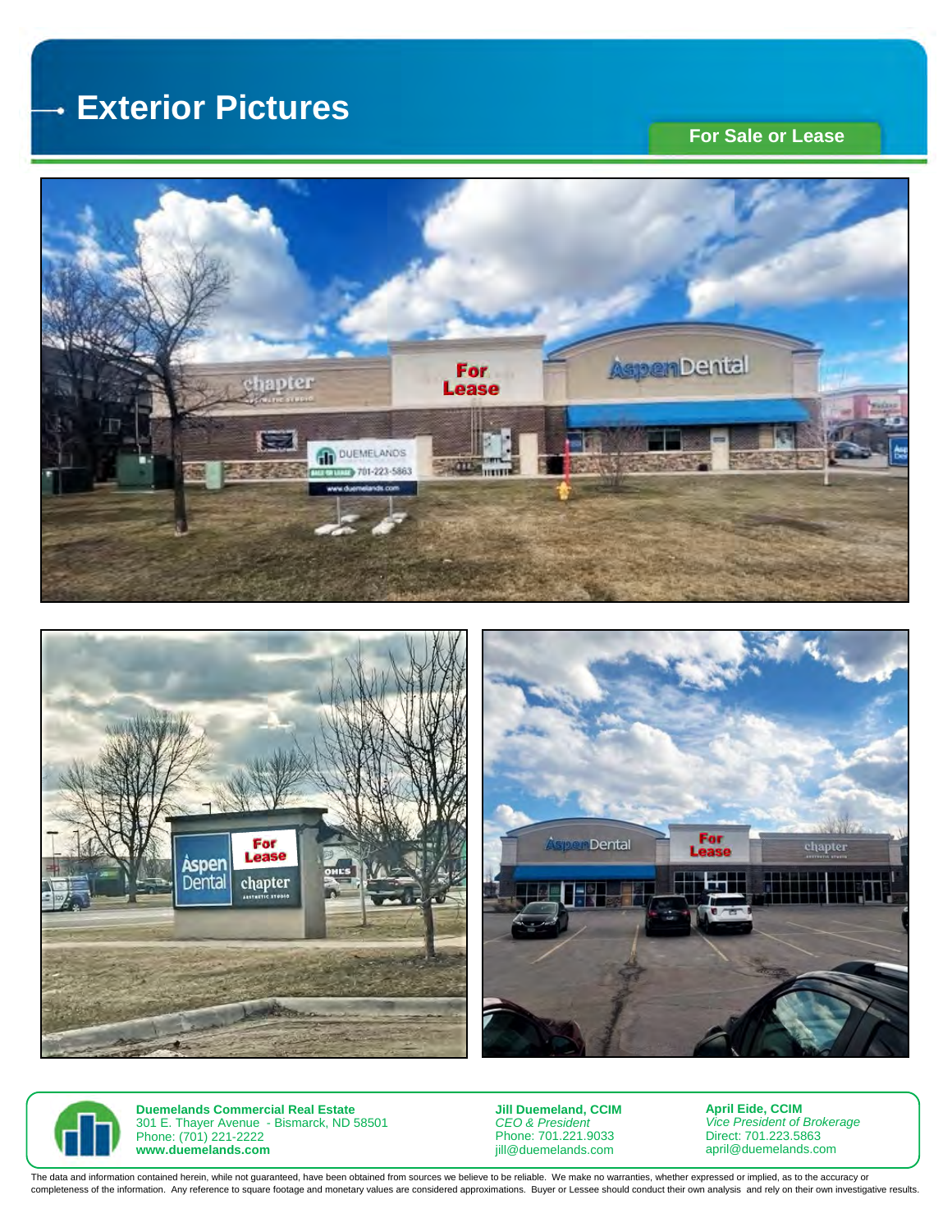# Exterior Pictures

**For Sale or Lease**

**Duemelands Commercial Real Estate**
301 E. Thayer Avenue - Bismarck, ND 58501
Phone: (701) 221-2222
**www.duemelands.com**

**Jill Duemeland, CCIM**
*CEO & President*
Phone: 701.221.9033
jill@duemelands.com

**April Eide, CCIM**
*Vice President of Brokerage*
Direct: 701.223.5863
april@duemelands.com

The data and information contained herein, while not guaranteed, have been obtained from sources we believe to be reliable. We make no warranties, whether expressed or implied, as to the accuracy or completeness of the information. Any reference to square footage and monetary values are considered approximations. Buyer or Lessee should conduct their own analysis and rely on their own investigative results.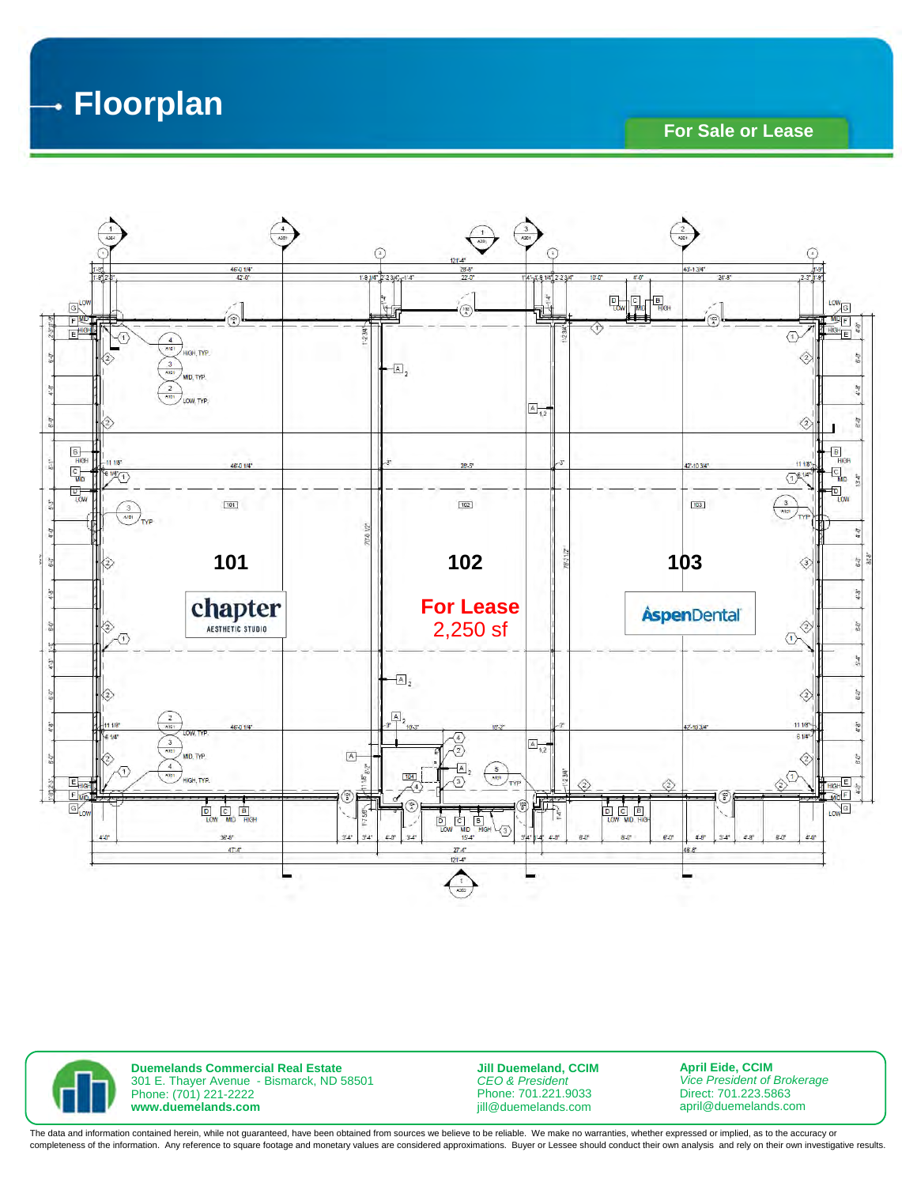# Floorplan

**For Sale or Lease**

**101**

chapter
AESTHETIC STUDIO

**102**

**For Lease**
2,250 sf

**103**

AspenDental

**Duemelands Commercial Real Estate**
301 E. Thayer Avenue - Bismarck, ND 58501
Phone: (701) 221-2222
**www.duemelands.com**

**Jill Duemeland, CCIM**
*CEO & President*
Phone: 701.221.9033
jill@duemelands.com

**April Eide, CCIM**
*Vice President of Brokerage*
Direct: 701.223.5863
april@duemelands.com

The data and information contained herein, while not guaranteed, have been obtained from sources we believe to be reliable. We make no warranties, whether expressed or implied, as to the accuracy or completeness of the information. Any reference to square footage and monetary values are considered approximations. Buyer or Lessee should conduct their own analysis and rely on their own investigative results.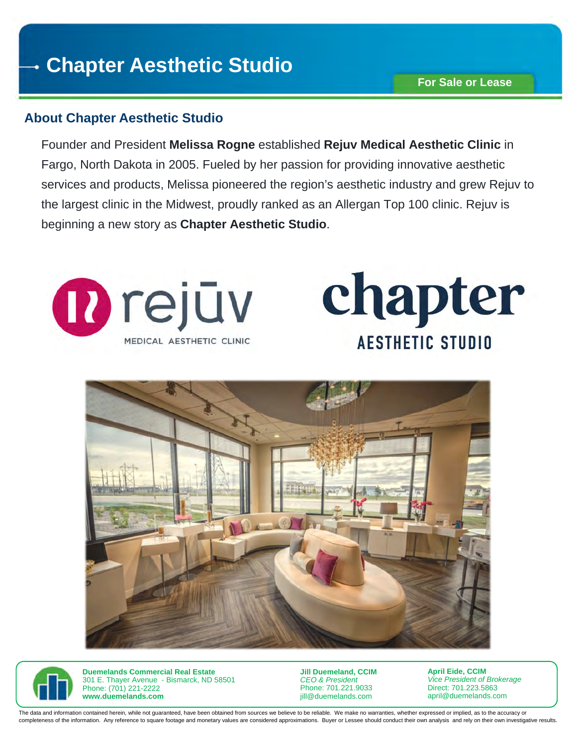# Chapter Aesthetic Studio

**For Sale or Lease**

## About Chapter Aesthetic Studio

Founder and President **Melissa Rogne** established **Rejuv Medical Aesthetic Clinic** in Fargo, North Dakota in 2005. Fueled by her passion for providing innovative aesthetic services and products, Melissa pioneered the region's aesthetic industry and grew Rejuv to the largest clinic in the Midwest, proudly ranked as an Allergan Top 100 clinic. Rejuv is beginning a new story as **Chapter Aesthetic Studio**.

**Duemelands Commercial Real Estate**
301 E. Thayer Avenue - Bismarck, ND 58501
Phone: (701) 221-2222
**www.duemelands.com**

**Jill Duemeland, CCIM**
*CEO & President*
Phone: 701.221.9033
jill@duemelands.com

**April Eide, CCIM**
*Vice President of Brokerage*
Direct: 701.223.5863
april@duemelands.com

The data and information contained herein, while not guaranteed, have been obtained from sources we believe to be reliable. We make no warranties, whether expressed or implied, as to the accuracy or completeness of the information. Any reference to square footage and monetary values are considered approximations. Buyer or Lessee should conduct their own analysis and rely on their own investigative results.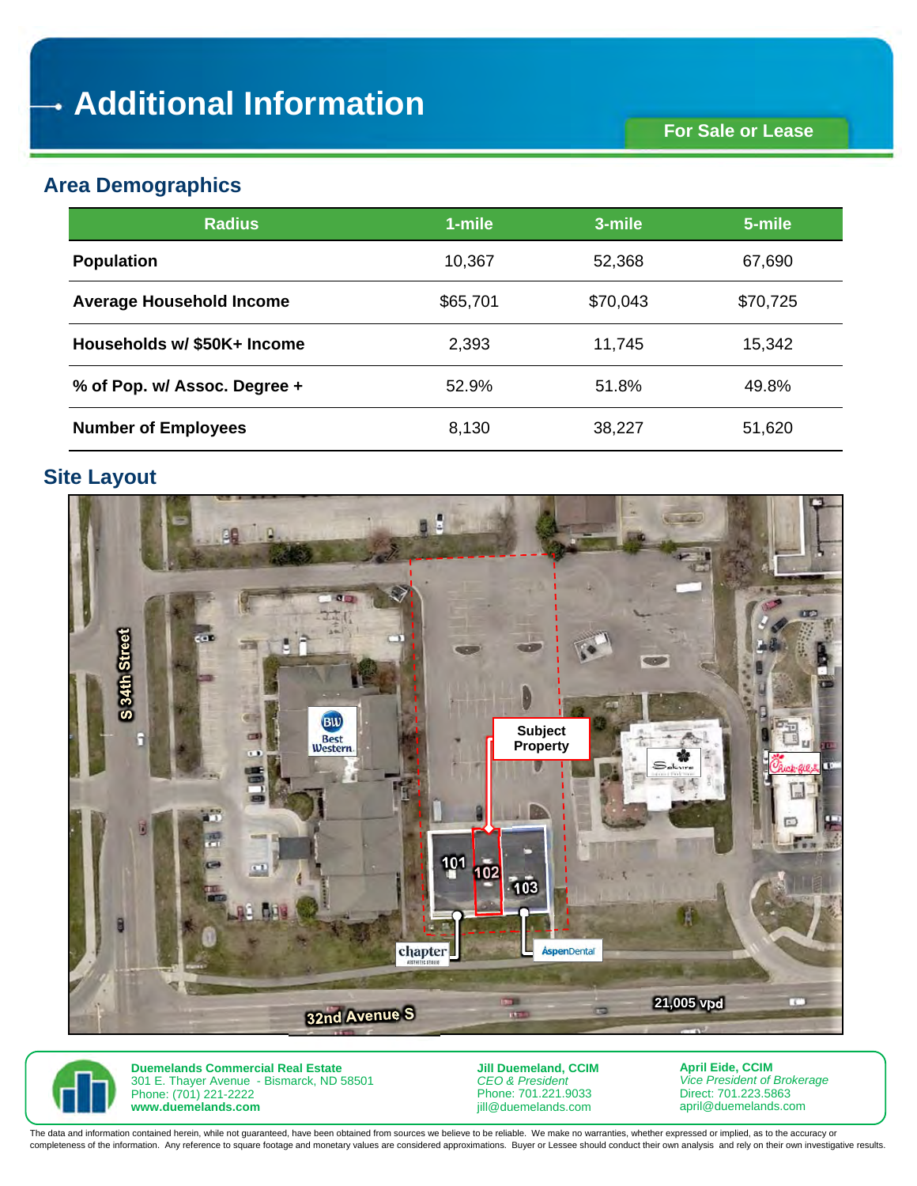# Additional Information

**For Sale or Lease**

## Area Demographics

| Radius | 1-mile | 3-mile | 5-mile |
|---|---|---|---|
| **Population** | 10,367 | 52,368 | 67,690 |
| **Average Household Income** | $65,701 | $70,043 | $70,725 |
| **Households w/ $50K+ Income** | 2,393 | 11,745 | 15,342 |
| **% of Pop. w/ Assoc. Degree +** | 52.9% | 51.8% | 49.8% |
| **Number of Employees** | 8,130 | 38,227 | 51,620 |

## Site Layout

S 34th Street

Subject Property

101

102

103

chapter

AspenDental

Best Western

32nd Avenue S

21,005 vpd

**Duemelands Commercial Real Estate**
301 E. Thayer Avenue - Bismarck, ND 58501
Phone: (701) 221-2222
**www.duemelands.com**

**Jill Duemeland, CCIM**
*CEO & President*
Phone: 701.221.9033
jill@duemelands.com

**April Eide, CCIM**
*Vice President of Brokerage*
Direct: 701.223.5863
april@duemelands.com

The data and information contained herein, while not guaranteed, have been obtained from sources we believe to be reliable. We make no warranties, whether expressed or implied, as to the accuracy or completeness of the information. Any reference to square footage and monetary values are considered approximations. Buyer or Lessee should conduct their own analysis and rely on their own investigative results.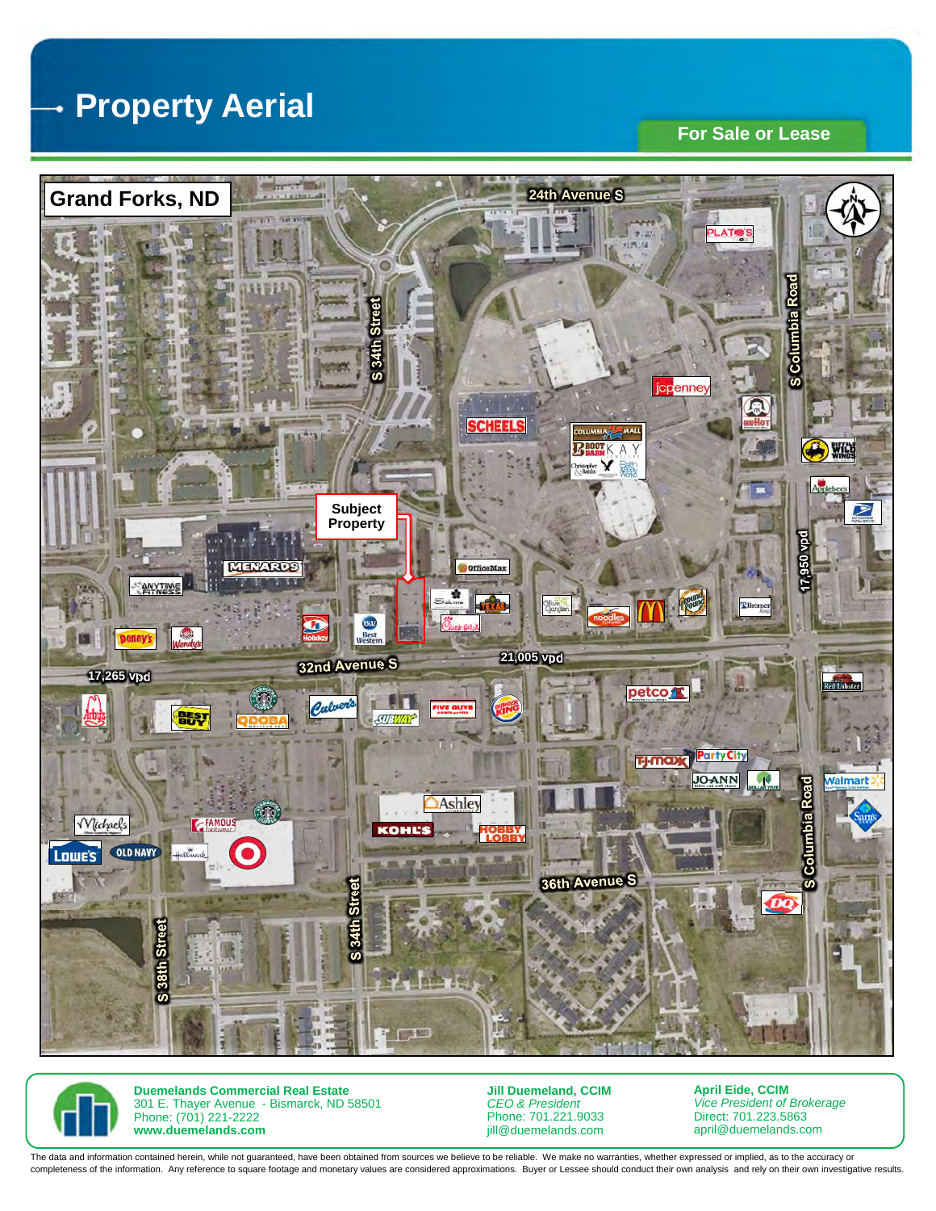# Property Aerial

**For Sale or Lease**

**Grand Forks, ND**

24th Avenue S

S 34th Street

S Columbia Road

Subject Property

32nd Avenue S

17,265 vpd

21,005 vpd

17,950 vpd

36th Avenue S

S 38th Street

**Duemelands Commercial Real Estate**
301 E. Thayer Avenue - Bismarck, ND 58501
Phone: (701) 221-2222
**www.duemelands.com**

**Jill Duemeland, CCIM**
*CEO & President*
Phone: 701.221.9033
jill@duemelands.com

**April Eide, CCIM**
*Vice President of Brokerage*
Direct: 701.223.5863
april@duemelands.com

The data and information contained herein, while not guaranteed, have been obtained from sources we believe to be reliable. We make no warranties, whether expressed or implied, as to the accuracy or completeness of the information. Any reference to square footage and monetary values are considered approximations. Buyer or Lessee should conduct their own analysis and rely on their own investigative results.